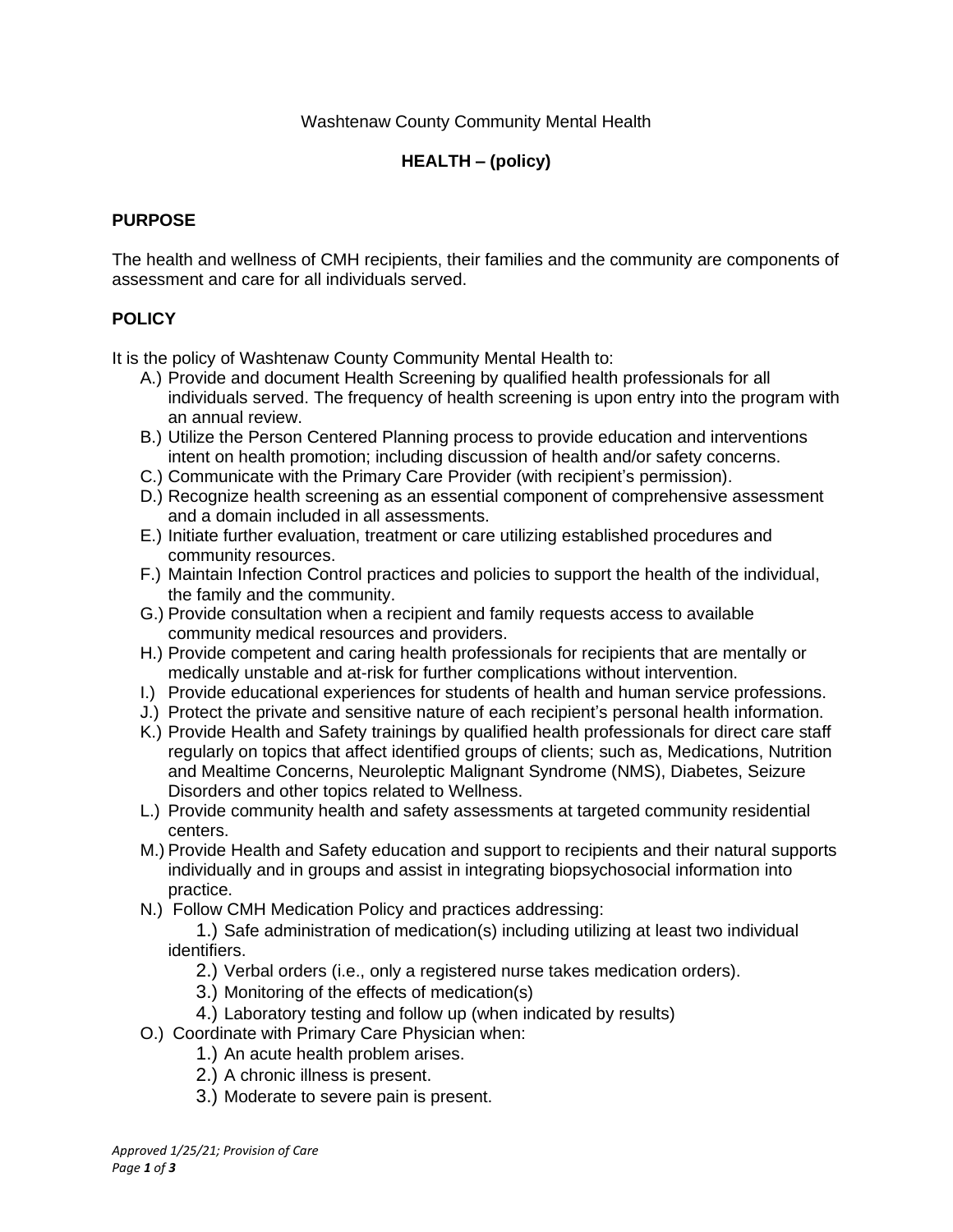Washtenaw County Community Mental Health

**HEALTH – (policy)**

## PURPOSE

The health and wellness of CMH recipients, their families and the community are components of assessment and care for all individuals served.

## POLICY

It is the policy of Washtenaw County Community Mental Health to:

- A.) Provide and document Health Screening by qualified health professionals for all individuals served. The frequency of health screening is upon entry into the program with an annual review.
- B.) Utilize the Person Centered Planning process to provide education and interventions intent on health promotion; including discussion of health and/or safety concerns.
- C.) Communicate with the Primary Care Provider (with recipient's permission).
- D.) Recognize health screening as an essential component of comprehensive assessment and a domain included in all assessments.
- E.) Initiate further evaluation, treatment or care utilizing established procedures and community resources.
- F.) Maintain Infection Control practices and policies to support the health of the individual, the family and the community.
- G.) Provide consultation when a recipient and family requests access to available community medical resources and providers.
- H.) Provide competent and caring health professionals for recipients that are mentally or medically unstable and at-risk for further complications without intervention.
- I.) Provide educational experiences for students of health and human service professions.
- J.) Protect the private and sensitive nature of each recipient's personal health information.
- K.) Provide Health and Safety trainings by qualified health professionals for direct care staff regularly on topics that affect identified groups of clients; such as, Medications, Nutrition and Mealtime Concerns, Neuroleptic Malignant Syndrome (NMS), Diabetes, Seizure Disorders and other topics related to Wellness.
- L.) Provide community health and safety assessments at targeted community residential centers.
- M.) Provide Health and Safety education and support to recipients and their natural supports individually and in groups and assist in integrating biopsychosocial information into practice.
- N.) Follow CMH Medication Policy and practices addressing:
  - 1.) Safe administration of medication(s) including utilizing at least two individual identifiers.
  - 2.) Verbal orders (i.e., only a registered nurse takes medication orders).
  - 3.) Monitoring of the effects of medication(s)
  - 4.) Laboratory testing and follow up (when indicated by results)
- O.) Coordinate with Primary Care Physician when:
  - 1.) An acute health problem arises.
  - 2.) A chronic illness is present.
  - 3.) Moderate to severe pain is present.

*Approved 1/25/21; Provision of Care*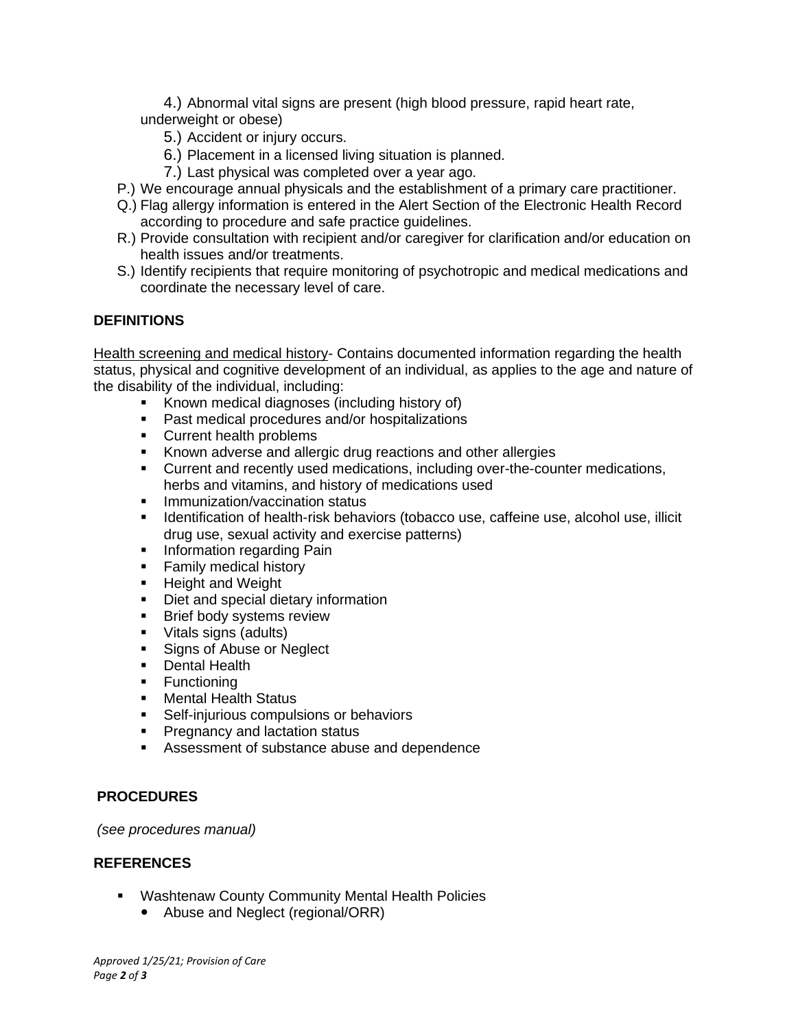4.) Abnormal vital signs are present (high blood pressure, rapid heart rate, underweight or obese)

5.) Accident or injury occurs.

6.) Placement in a licensed living situation is planned.

7.) Last physical was completed over a year ago.

P.) We encourage annual physicals and the establishment of a primary care practitioner.

Q.) Flag allergy information is entered in the Alert Section of the Electronic Health Record according to procedure and safe practice guidelines.

R.) Provide consultation with recipient and/or caregiver for clarification and/or education on health issues and/or treatments.

S.) Identify recipients that require monitoring of psychotropic and medical medications and coordinate the necessary level of care.

## DEFINITIONS

Health screening and medical history- Contains documented information regarding the health status, physical and cognitive development of an individual, as applies to the age and nature of the disability of the individual, including:

- Known medical diagnoses (including history of)
- Past medical procedures and/or hospitalizations
- Current health problems
- Known adverse and allergic drug reactions and other allergies
- Current and recently used medications, including over-the-counter medications, herbs and vitamins, and history of medications used
- Immunization/vaccination status
- Identification of health-risk behaviors (tobacco use, caffeine use, alcohol use, illicit drug use, sexual activity and exercise patterns)
- Information regarding Pain
- Family medical history
- Height and Weight
- Diet and special dietary information
- Brief body systems review
- Vitals signs (adults)
- Signs of Abuse or Neglect
- Dental Health
- Functioning
- Mental Health Status
- Self-injurious compulsions or behaviors
- Pregnancy and lactation status
- Assessment of substance abuse and dependence

## PROCEDURES

*(see procedures manual)*

## REFERENCES

- Washtenaw County Community Mental Health Policies
  - Abuse and Neglect (regional/ORR)

*Approved 1/25/21; Provision of Care*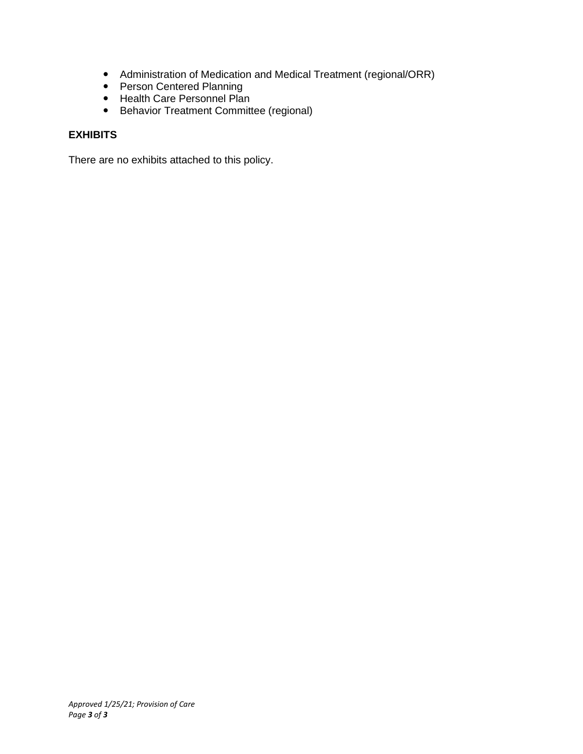- Administration of Medication and Medical Treatment (regional/ORR)
- Person Centered Planning
- Health Care Personnel Plan
- Behavior Treatment Committee (regional)

**EXHIBITS**

There are no exhibits attached to this policy.